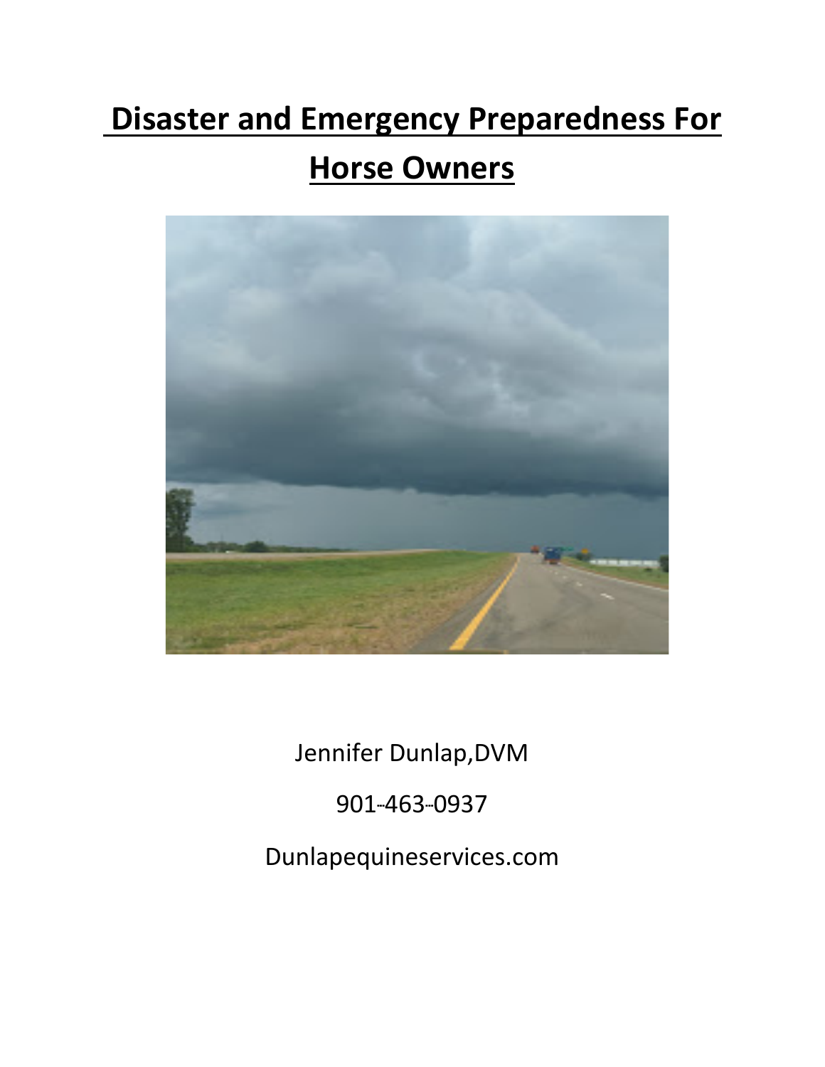# Disaster and Emergency Preparedness For Horse Owners

Jennifer Dunlap,DVM

901-463-0937

Dunlapequineservices.com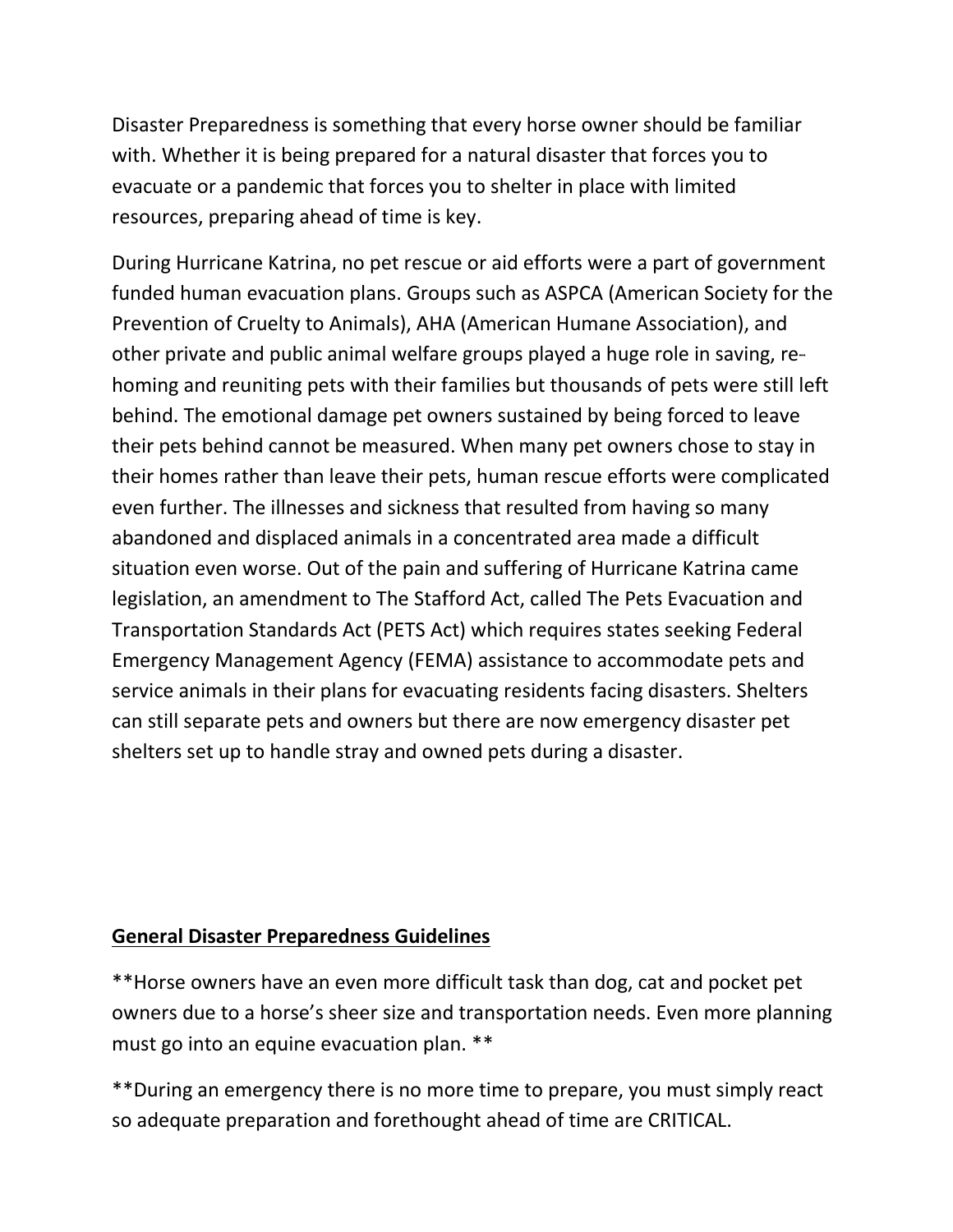Disaster Preparedness is something that every horse owner should be familiar with. Whether it is being prepared for a natural disaster that forces you to evacuate or a pandemic that forces you to shelter in place with limited resources, preparing ahead of time is key.

During Hurricane Katrina, no pet rescue or aid efforts were a part of government funded human evacuation plans. Groups such as ASPCA (American Society for the Prevention of Cruelty to Animals), AHA (American Humane Association), and other private and public animal welfare groups played a huge role in saving, re-homing and reuniting pets with their families but thousands of pets were still left behind. The emotional damage pet owners sustained by being forced to leave their pets behind cannot be measured. When many pet owners chose to stay in their homes rather than leave their pets, human rescue efforts were complicated even further. The illnesses and sickness that resulted from having so many abandoned and displaced animals in a concentrated area made a difficult situation even worse. Out of the pain and suffering of Hurricane Katrina came legislation, an amendment to The Stafford Act, called The Pets Evacuation and Transportation Standards Act (PETS Act) which requires states seeking Federal Emergency Management Agency (FEMA) assistance to accommodate pets and service animals in their plans for evacuating residents facing disasters. Shelters can still separate pets and owners but there are now emergency disaster pet shelters set up to handle stray and owned pets during a disaster.

## General Disaster Preparedness Guidelines

**Horse owners have an even more difficult task than dog, cat and pocket pet owners due to a horse's sheer size and transportation needs. Even more planning must go into an equine evacuation plan. **

**During an emergency there is no more time to prepare, you must simply react so adequate preparation and forethought ahead of time are CRITICAL.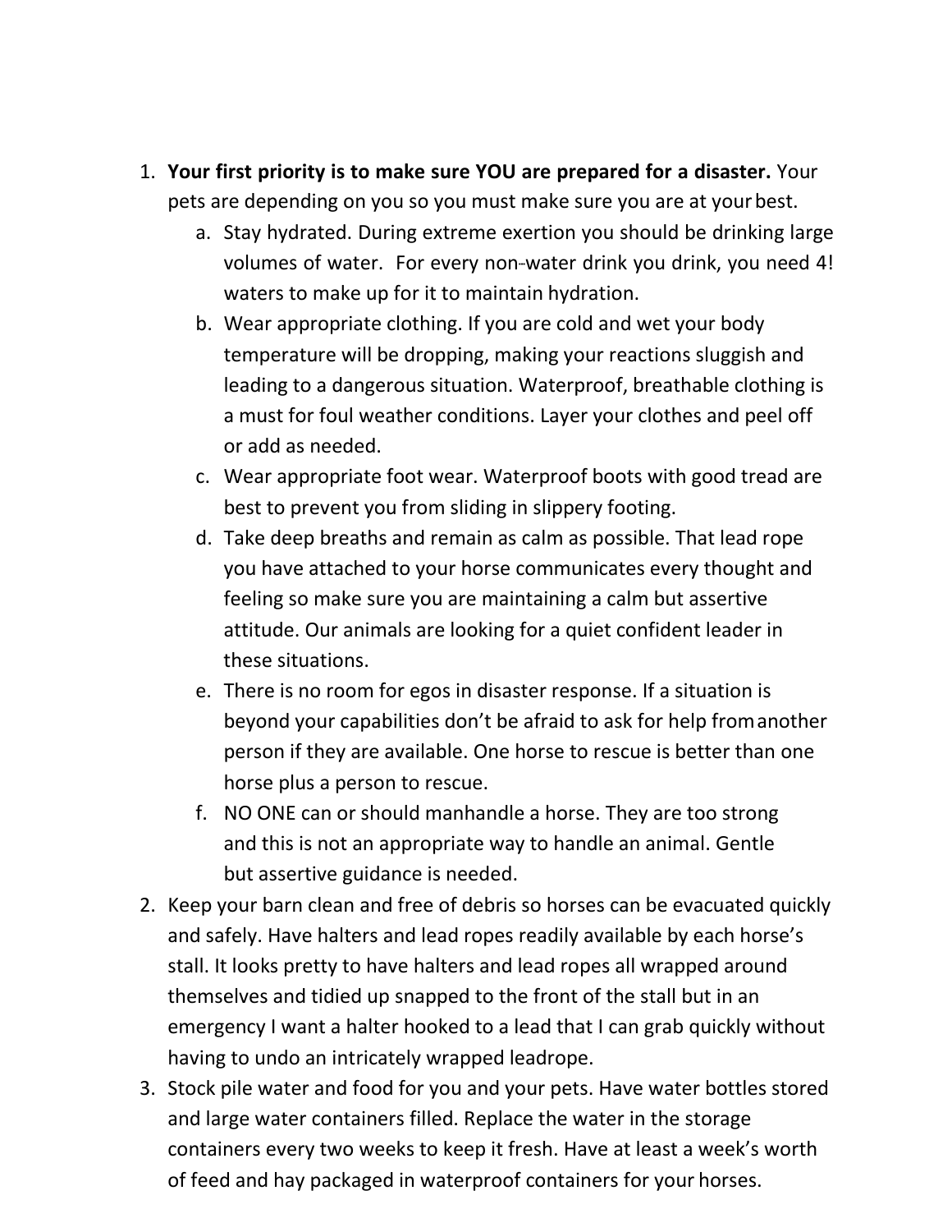1. **Your first priority is to make sure YOU are prepared for a disaster.** Your pets are depending on you so you must make sure you are at your best.
   a. Stay hydrated. During extreme exertion you should be drinking large volumes of water. For every non-water drink you drink, you need 4! waters to make up for it to maintain hydration.
   b. Wear appropriate clothing. If you are cold and wet your body temperature will be dropping, making your reactions sluggish and leading to a dangerous situation. Waterproof, breathable clothing is a must for foul weather conditions. Layer your clothes and peel off or add as needed.
   c. Wear appropriate foot wear. Waterproof boots with good tread are best to prevent you from sliding in slippery footing.
   d. Take deep breaths and remain as calm as possible. That lead rope you have attached to your horse communicates every thought and feeling so make sure you are maintaining a calm but assertive attitude. Our animals are looking for a quiet confident leader in these situations.
   e. There is no room for egos in disaster response. If a situation is beyond your capabilities don't be afraid to ask for help from another person if they are available. One horse to rescue is better than one horse plus a person to rescue.
   f. NO ONE can or should manhandle a horse. They are too strong and this is not an appropriate way to handle an animal. Gentle but assertive guidance is needed.
2. Keep your barn clean and free of debris so horses can be evacuated quickly and safely. Have halters and lead ropes readily available by each horse's stall. It looks pretty to have halters and lead ropes all wrapped around themselves and tidied up snapped to the front of the stall but in an emergency I want a halter hooked to a lead that I can grab quickly without having to undo an intricately wrapped leadrope.
3. Stock pile water and food for you and your pets. Have water bottles stored and large water containers filled. Replace the water in the storage containers every two weeks to keep it fresh. Have at least a week's worth of feed and hay packaged in waterproof containers for your horses.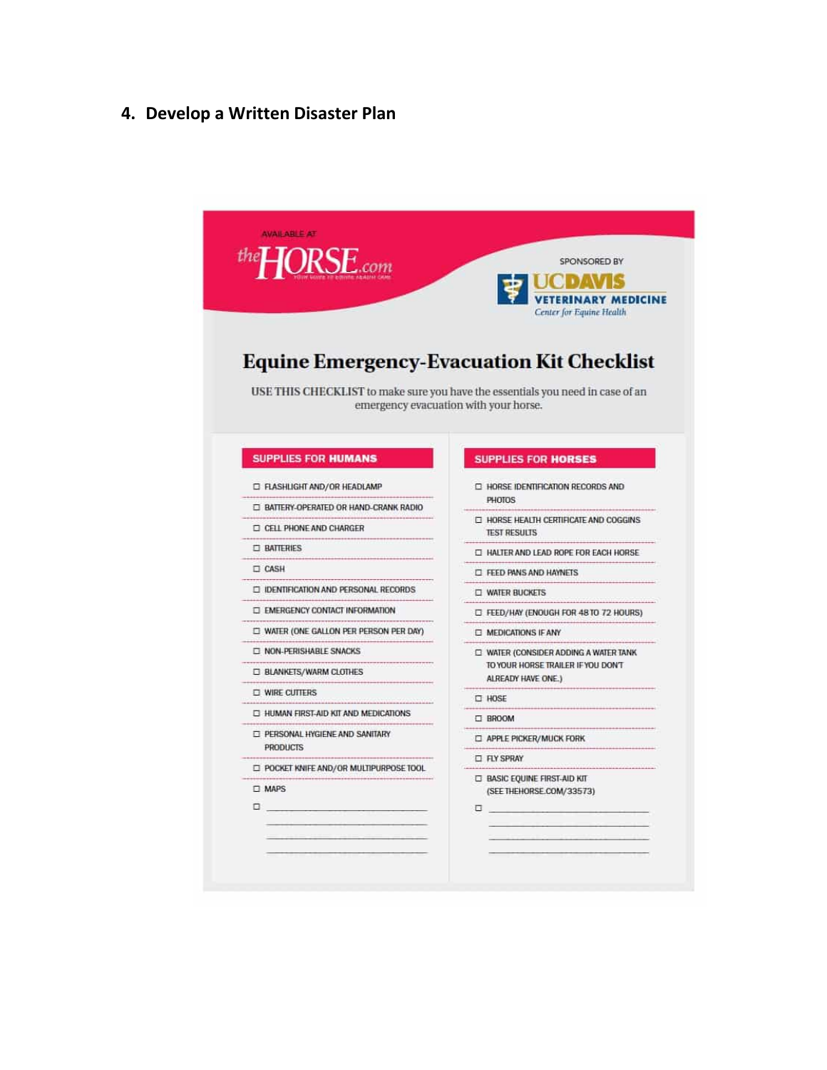## 4. Develop a Written Disaster Plan

AVAILABLE AT

theHORSE.com

SPONSORED BY

UCDAVIS VETERINARY MEDICINE
*Center for Equine Health*

# Equine Emergency-Evacuation Kit Checklist

USE THIS CHECKLIST to make sure you have the essentials you need in case of an emergency evacuation with your horse.

### SUPPLIES FOR HUMANS

- ☐ FLASHLIGHT AND/OR HEADLAMP
- ☐ BATTERY-OPERATED OR HAND-CRANK RADIO
- ☐ CELL PHONE AND CHARGER
- ☐ BATTERIES
- ☐ CASH
- ☐ IDENTIFICATION AND PERSONAL RECORDS
- ☐ EMERGENCY CONTACT INFORMATION
- ☐ WATER (ONE GALLON PER PERSON PER DAY)
- ☐ NON-PERISHABLE SNACKS
- ☐ BLANKETS/WARM CLOTHES
- ☐ WIRE CUTTERS
- ☐ HUMAN FIRST-AID KIT AND MEDICATIONS
- ☐ PERSONAL HYGIENE AND SANITARY PRODUCTS
- ☐ POCKET KNIFE AND/OR MULTIPURPOSE TOOL
- ☐ MAPS
- ☐ ______________________________

### SUPPLIES FOR HORSES

- ☐ HORSE IDENTIFICATION RECORDS AND PHOTOS
- ☐ HORSE HEALTH CERTIFICATE AND COGGINS TEST RESULTS
- ☐ HALTER AND LEAD ROPE FOR EACH HORSE
- ☐ FEED PANS AND HAYNETS
- ☐ WATER BUCKETS
- ☐ FEED/HAY (ENOUGH FOR 48 TO 72 HOURS)
- ☐ MEDICATIONS IF ANY
- ☐ WATER (CONSIDER ADDING A WATER TANK TO YOUR HORSE TRAILER IF YOU DON'T ALREADY HAVE ONE.)
- ☐ HOSE
- ☐ BROOM
- ☐ APPLE PICKER/MUCK FORK
- ☐ FLY SPRAY
- ☐ BASIC EQUINE FIRST-AID KIT (SEE THEHORSE.COM/33573)
- ☐ ______________________________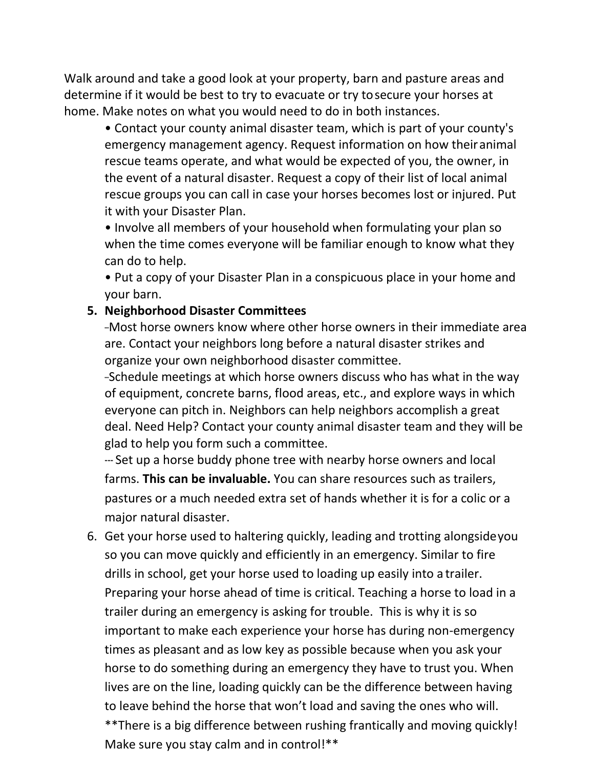Walk around and take a good look at your property, barn and pasture areas and determine if it would be best to try to evacuate or try to secure your horses at home. Make notes on what you would need to do in both instances.

- Contact your county animal disaster team, which is part of your county's emergency management agency. Request information on how their animal rescue teams operate, and what would be expected of you, the owner, in the event of a natural disaster. Request a copy of their list of local animal rescue groups you can call in case your horses becomes lost or injured. Put it with your Disaster Plan.
- Involve all members of your household when formulating your plan so when the time comes everyone will be familiar enough to know what they can do to help.
- Put a copy of your Disaster Plan in a conspicuous place in your home and your barn.

5. **Neighborhood Disaster Committees**

   --Most horse owners know where other horse owners in their immediate area are. Contact your neighbors long before a natural disaster strikes and organize your own neighborhood disaster committee.

   --Schedule meetings at which horse owners discuss who has what in the way of equipment, concrete barns, flood areas, etc., and explore ways in which everyone can pitch in. Neighbors can help neighbors accomplish a great deal. Need Help? Contact your county animal disaster team and they will be glad to help you form such a committee.

   --- Set up a horse buddy phone tree with nearby horse owners and local farms. **This can be invaluable.** You can share resources such as trailers, pastures or a much needed extra set of hands whether it is for a colic or a major natural disaster.

6. Get your horse used to haltering quickly, leading and trotting alongside you so you can move quickly and efficiently in an emergency. Similar to fire drills in school, get your horse used to loading up easily into a trailer. Preparing your horse ahead of time is critical. Teaching a horse to load in a trailer during an emergency is asking for trouble. This is why it is so important to make each experience your horse has during non-emergency times as pleasant and as low key as possible because when you ask your horse to do something during an emergency they have to trust you. When lives are on the line, loading quickly can be the difference between having to leave behind the horse that won't load and saving the ones who will.
   **There is a big difference between rushing frantically and moving quickly! Make sure you stay calm and in control!**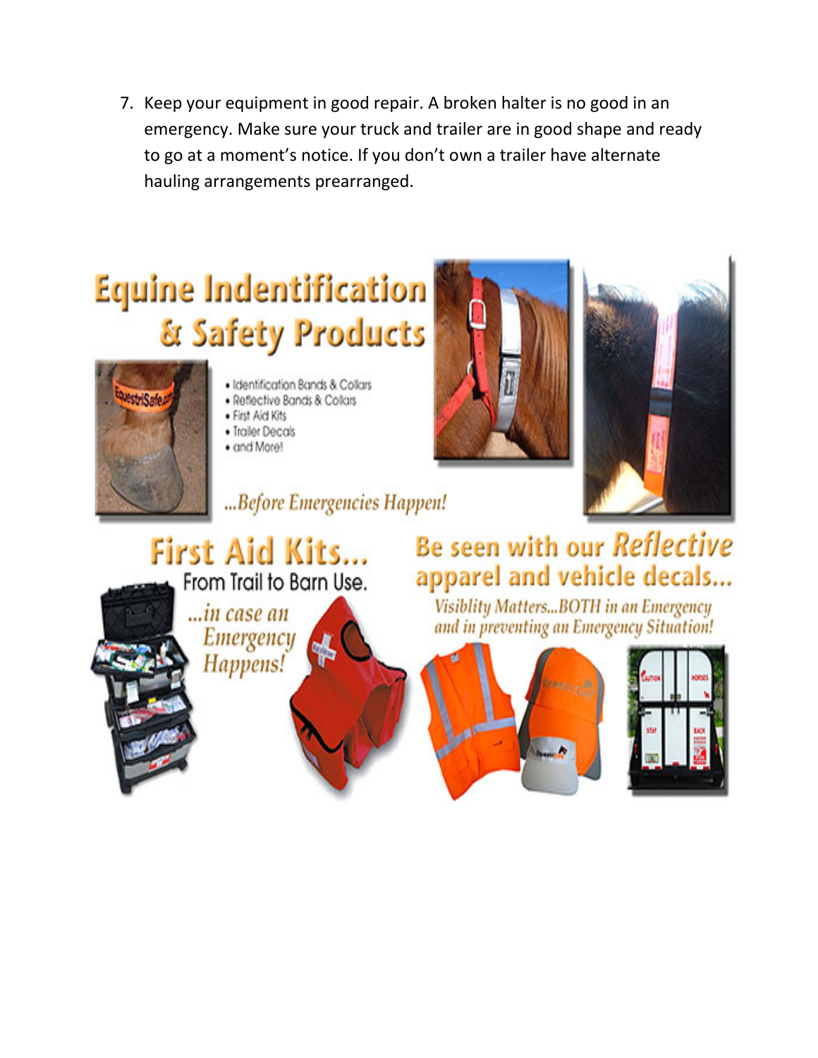7. Keep your equipment in good repair. A broken halter is no good in an emergency. Make sure your truck and trailer are in good shape and ready to go at a moment's notice. If you don't own a trailer have alternate hauling arrangements prearranged.

Equine Indentification & Safety Products

- Identification Bands & Collars
- Reflective Bands & Collars
- First Aid Kits
- Trailer Decals
- and More!

...Before Emergencies Happen!

First Aid Kits...

From Trail to Barn Use.

...in case an Emergency Happens!

Be seen with our Reflective apparel and vehicle decals...

Visiblity Matters...BOTH in an Emergency and in preventing an Emergency Situation!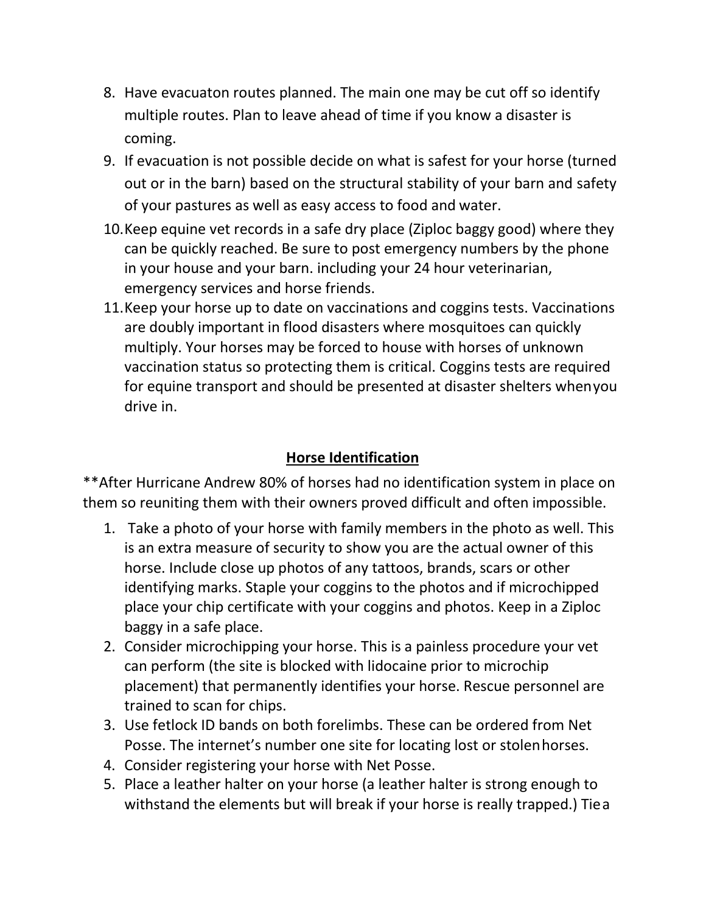8. Have evacuaton routes planned. The main one may be cut off so identify multiple routes. Plan to leave ahead of time if you know a disaster is coming.
9. If evacuation is not possible decide on what is safest for your horse (turned out or in the barn) based on the structural stability of your barn and safety of your pastures as well as easy access to food and water.
10. Keep equine vet records in a safe dry place (Ziploc baggy good) where they can be quickly reached. Be sure to post emergency numbers by the phone in your house and your barn. including your 24 hour veterinarian, emergency services and horse friends.
11. Keep your horse up to date on vaccinations and coggins tests. Vaccinations are doubly important in flood disasters where mosquitoes can quickly multiply. Your horses may be forced to house with horses of unknown vaccination status so protecting them is critical. Coggins tests are required for equine transport and should be presented at disaster shelters when you drive in.

## Horse Identification

**After Hurricane Andrew 80% of horses had no identification system in place on them so reuniting them with their owners proved difficult and often impossible.

1. Take a photo of your horse with family members in the photo as well. This is an extra measure of security to show you are the actual owner of this horse. Include close up photos of any tattoos, brands, scars or other identifying marks. Staple your coggins to the photos and if microchipped place your chip certificate with your coggins and photos. Keep in a Ziploc baggy in a safe place.
2. Consider microchipping your horse. This is a painless procedure your vet can perform (the site is blocked with lidocaine prior to microchip placement) that permanently identifies your horse. Rescue personnel are trained to scan for chips.
3. Use fetlock ID bands on both forelimbs. These can be ordered from Net Posse. The internet's number one site for locating lost or stolen horses.
4. Consider registering your horse with Net Posse.
5. Place a leather halter on your horse (a leather halter is strong enough to withstand the elements but will break if your horse is really trapped.) Tie a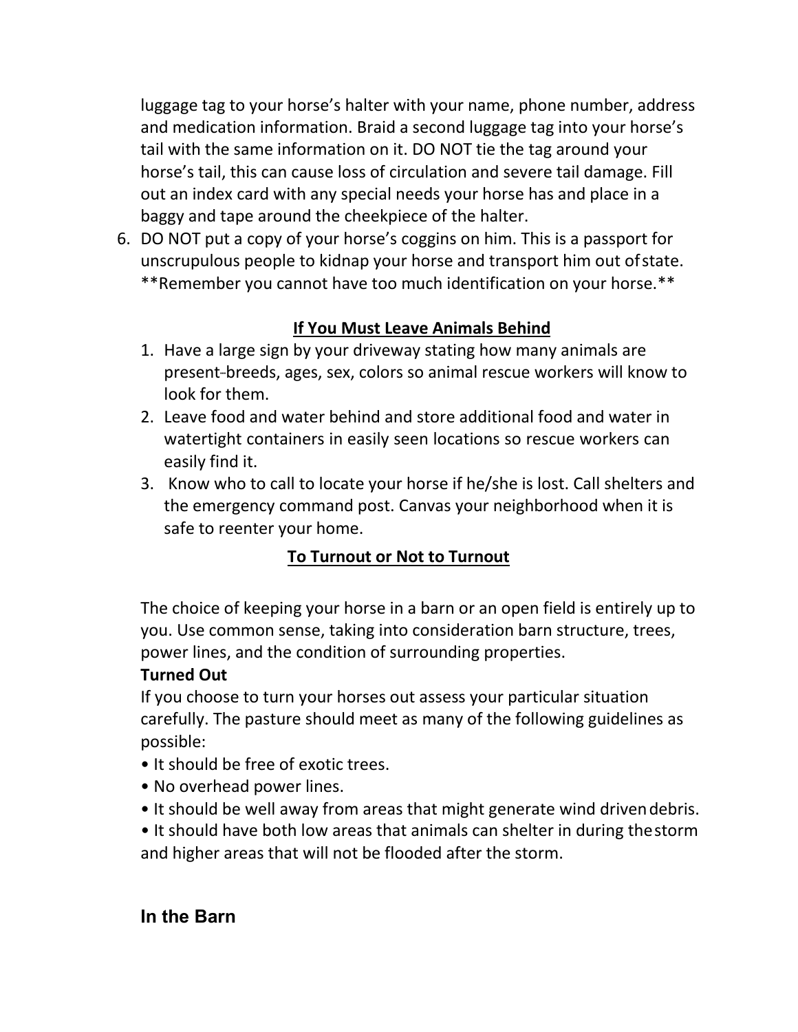luggage tag to your horse's halter with your name, phone number, address and medication information. Braid a second luggage tag into your horse's tail with the same information on it. DO NOT tie the tag around your horse's tail, this can cause loss of circulation and severe tail damage. Fill out an index card with any special needs your horse has and place in a baggy and tape around the cheekpiece of the halter.

6. DO NOT put a copy of your horse's coggins on him. This is a passport for unscrupulous people to kidnap your horse and transport him out of state. **Remember you cannot have too much identification on your horse.**

## <u>If You Must Leave Animals Behind</u>

1. Have a large sign by your driveway stating how many animals are present--breeds, ages, sex, colors so animal rescue workers will know to look for them.
2. Leave food and water behind and store additional food and water in watertight containers in easily seen locations so rescue workers can easily find it.
3. Know who to call to locate your horse if he/she is lost. Call shelters and the emergency command post. Canvas your neighborhood when it is safe to reenter your home.

## <u>To Turnout or Not to Turnout</u>

The choice of keeping your horse in a barn or an open field is entirely up to you. Use common sense, taking into consideration barn structure, trees, power lines, and the condition of surrounding properties.

**Turned Out**

If you choose to turn your horses out assess your particular situation carefully. The pasture should meet as many of the following guidelines as possible:

- It should be free of exotic trees.
- No overhead power lines.
- It should be well away from areas that might generate wind driven debris.
- It should have both low areas that animals can shelter in during the storm and higher areas that will not be flooded after the storm.

### In the Barn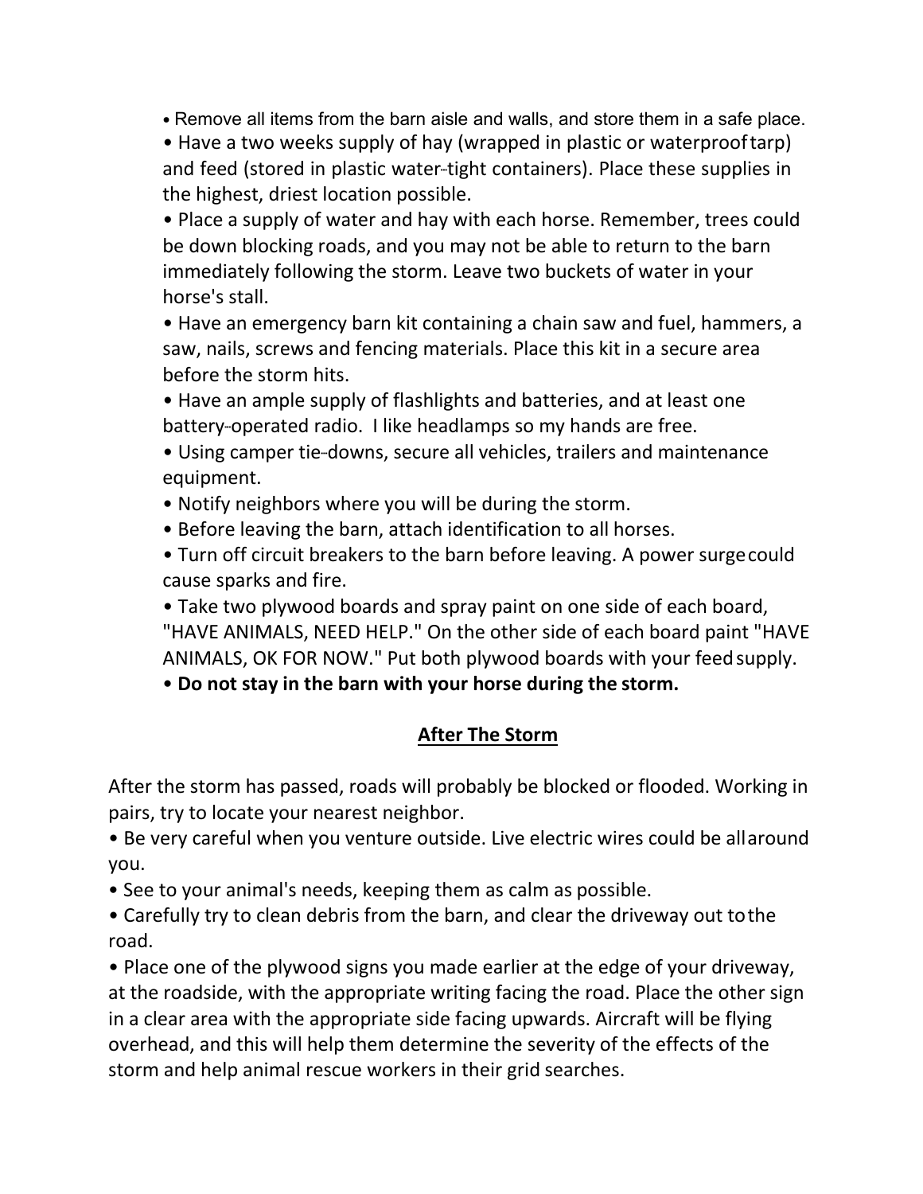- Remove all items from the barn aisle and walls, and store them in a safe place.
- Have a two weeks supply of hay (wrapped in plastic or waterproof tarp) and feed (stored in plastic water-tight containers). Place these supplies in the highest, driest location possible.
- Place a supply of water and hay with each horse. Remember, trees could be down blocking roads, and you may not be able to return to the barn immediately following the storm. Leave two buckets of water in your horse's stall.
- Have an emergency barn kit containing a chain saw and fuel, hammers, a saw, nails, screws and fencing materials. Place this kit in a secure area before the storm hits.
- Have an ample supply of flashlights and batteries, and at least one battery-operated radio. I like headlamps so my hands are free.
- Using camper tie-downs, secure all vehicles, trailers and maintenance equipment.
- Notify neighbors where you will be during the storm.
- Before leaving the barn, attach identification to all horses.
- Turn off circuit breakers to the barn before leaving. A power surge could cause sparks and fire.
- Take two plywood boards and spray paint on one side of each board, "HAVE ANIMALS, NEED HELP." On the other side of each board paint "HAVE ANIMALS, OK FOR NOW." Put both plywood boards with your feed supply.
- **Do not stay in the barn with your horse during the storm.**

## After The Storm

After the storm has passed, roads will probably be blocked or flooded. Working in pairs, try to locate your nearest neighbor.

- Be very careful when you venture outside. Live electric wires could be all around you.
- See to your animal's needs, keeping them as calm as possible.
- Carefully try to clean debris from the barn, and clear the driveway out to the road.
- Place one of the plywood signs you made earlier at the edge of your driveway, at the roadside, with the appropriate writing facing the road. Place the other sign in a clear area with the appropriate side facing upwards. Aircraft will be flying overhead, and this will help them determine the severity of the effects of the storm and help animal rescue workers in their grid searches.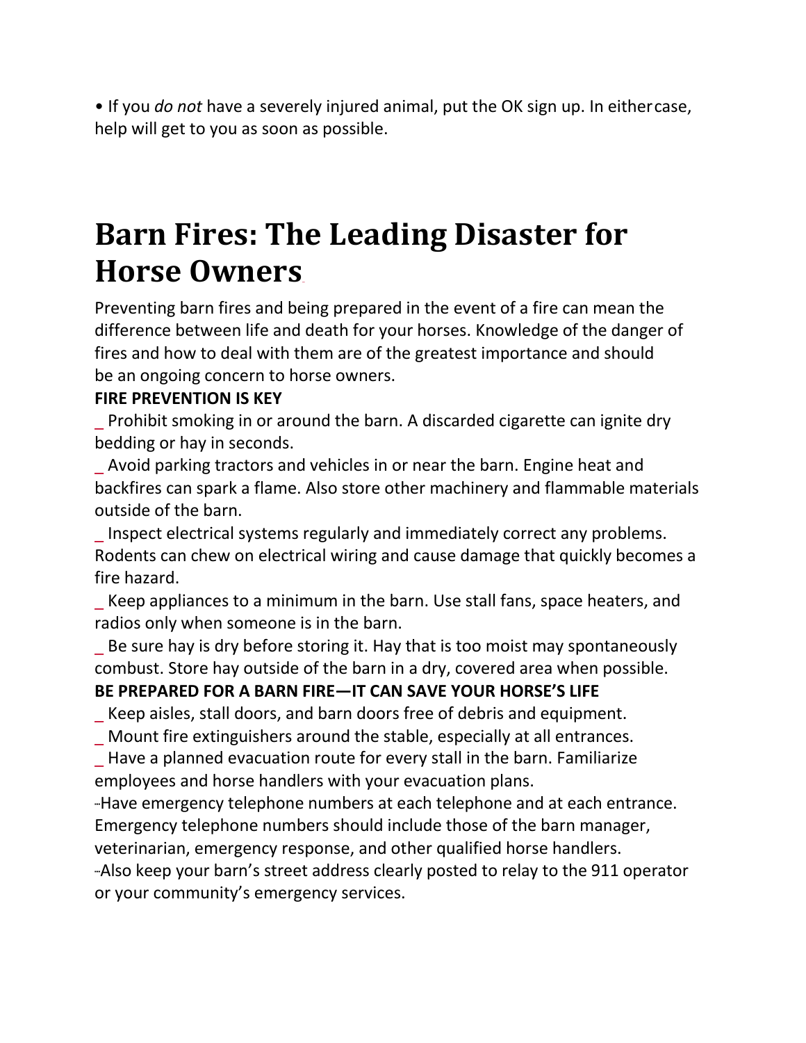• If you *do not* have a severely injured animal, put the OK sign up. In either case, help will get to you as soon as possible.

# Barn Fires: The Leading Disaster for Horse Owners

Preventing barn fires and being prepared in the event of a fire can mean the difference between life and death for your horses. Knowledge of the danger of fires and how to deal with them are of the greatest importance and should be an ongoing concern to horse owners.

**FIRE PREVENTION IS KEY**

_ Prohibit smoking in or around the barn. A discarded cigarette can ignite dry bedding or hay in seconds.

_ Avoid parking tractors and vehicles in or near the barn. Engine heat and backfires can spark a flame. Also store other machinery and flammable materials outside of the barn.

_ Inspect electrical systems regularly and immediately correct any problems. Rodents can chew on electrical wiring and cause damage that quickly becomes a fire hazard.

_ Keep appliances to a minimum in the barn. Use stall fans, space heaters, and radios only when someone is in the barn.

_ Be sure hay is dry before storing it. Hay that is too moist may spontaneously combust. Store hay outside of the barn in a dry, covered area when possible.

**BE PREPARED FOR A BARN FIRE—IT CAN SAVE YOUR HORSE'S LIFE**

_ Keep aisles, stall doors, and barn doors free of debris and equipment.

_ Mount fire extinguishers around the stable, especially at all entrances.

_ Have a planned evacuation route for every stall in the barn. Familiarize employees and horse handlers with your evacuation plans.

-Have emergency telephone numbers at each telephone and at each entrance. Emergency telephone numbers should include those of the barn manager, veterinarian, emergency response, and other qualified horse handlers.

-Also keep your barn's street address clearly posted to relay to the 911 operator or your community's emergency services.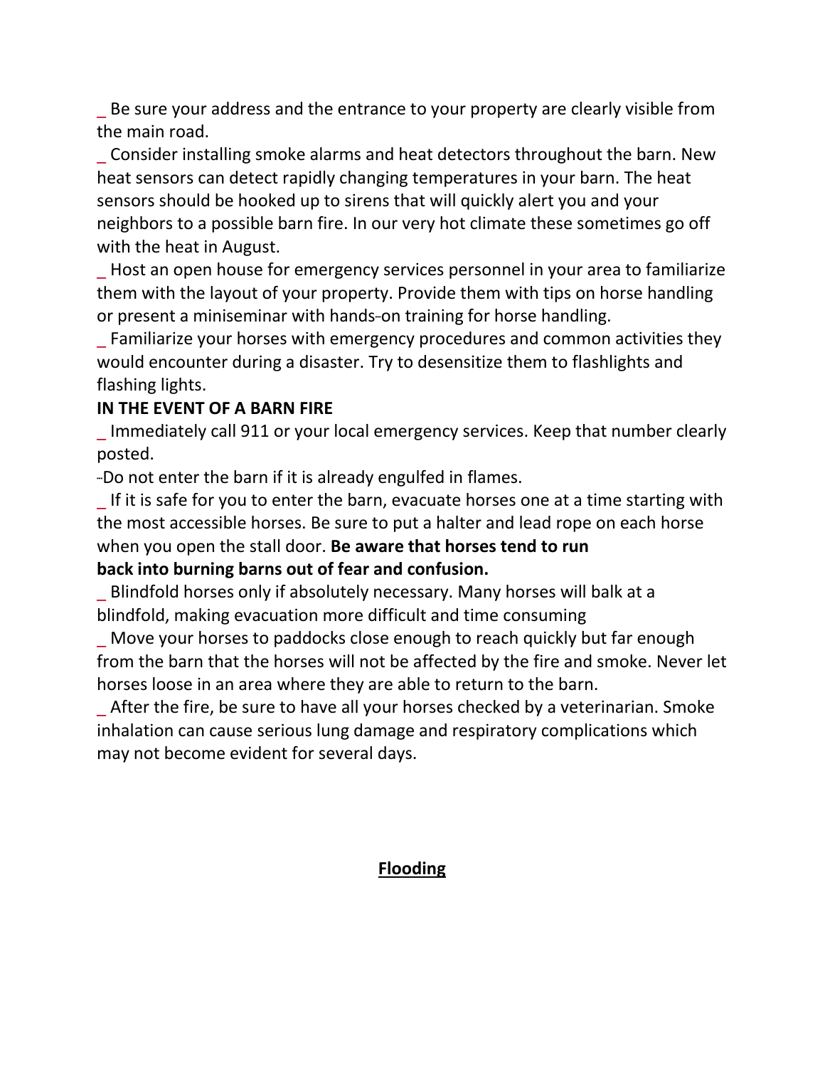_ Be sure your address and the entrance to your property are clearly visible from the main road.

_ Consider installing smoke alarms and heat detectors throughout the barn. New heat sensors can detect rapidly changing temperatures in your barn. The heat sensors should be hooked up to sirens that will quickly alert you and your neighbors to a possible barn fire. In our very hot climate these sometimes go off with the heat in August.

_ Host an open house for emergency services personnel in your area to familiarize them with the layout of your property. Provide them with tips on horse handling or present a miniseminar with hands-on training for horse handling.

_ Familiarize your horses with emergency procedures and common activities they would encounter during a disaster. Try to desensitize them to flashlights and flashing lights.

**IN THE EVENT OF A BARN FIRE**

_ Immediately call 911 or your local emergency services. Keep that number clearly posted.

-Do not enter the barn if it is already engulfed in flames.

_ If it is safe for you to enter the barn, evacuate horses one at a time starting with the most accessible horses. Be sure to put a halter and lead rope on each horse when you open the stall door. **Be aware that horses tend to run back into burning barns out of fear and confusion.**

_ Blindfold horses only if absolutely necessary. Many horses will balk at a blindfold, making evacuation more difficult and time consuming

_ Move your horses to paddocks close enough to reach quickly but far enough from the barn that the horses will not be affected by the fire and smoke. Never let horses loose in an area where they are able to return to the barn.

_ After the fire, be sure to have all your horses checked by a veterinarian. Smoke inhalation can cause serious lung damage and respiratory complications which may not become evident for several days.

## Flooding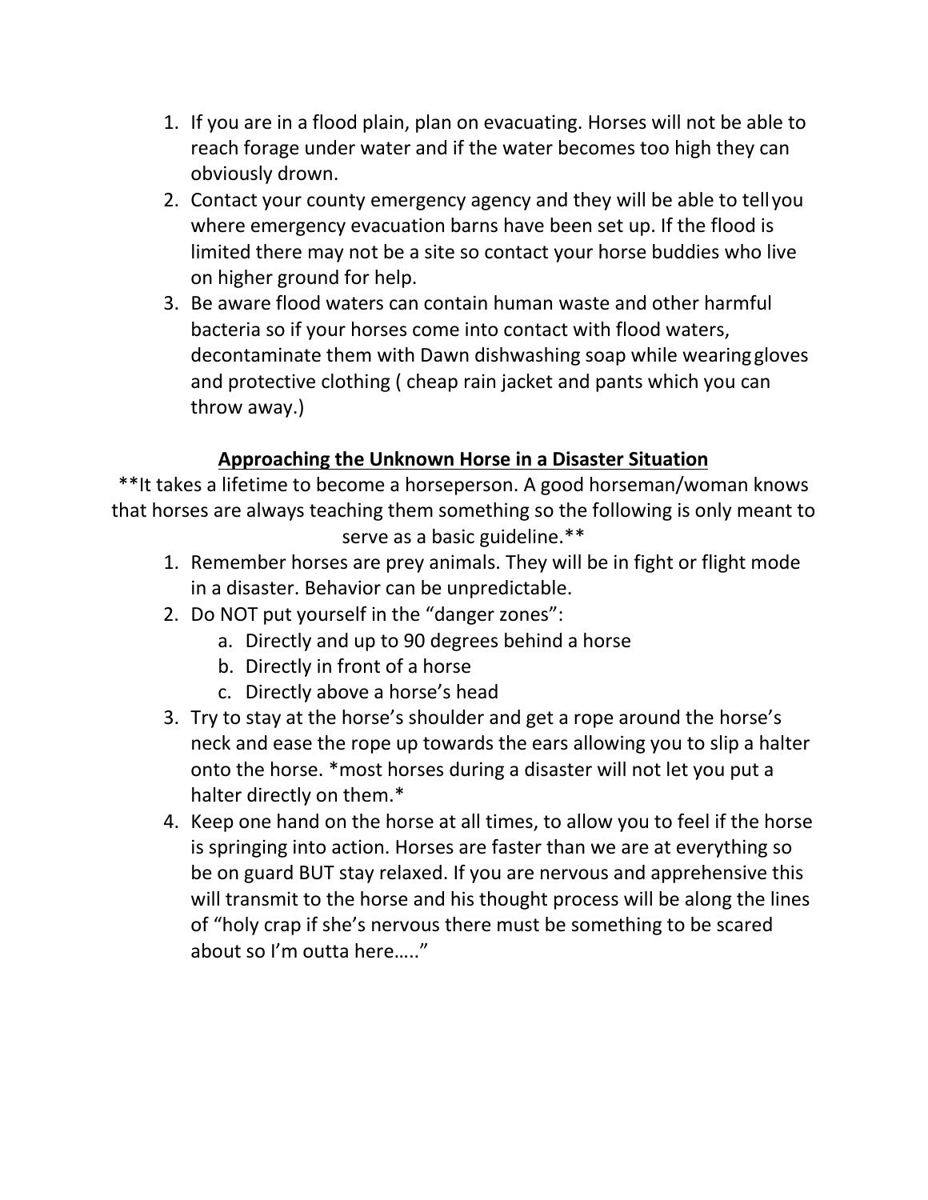1. If you are in a flood plain, plan on evacuating. Horses will not be able to reach forage under water and if the water becomes too high they can obviously drown.
2. Contact your county emergency agency and they will be able to tell you where emergency evacuation barns have been set up. If the flood is limited there may not be a site so contact your horse buddies who live on higher ground for help.
3. Be aware flood waters can contain human waste and other harmful bacteria so if your horses come into contact with flood waters, decontaminate them with Dawn dishwashing soap while wearing gloves and protective clothing ( cheap rain jacket and pants which you can throw away.)

## <u>Approaching the Unknown Horse in a Disaster Situation</u>

**It takes a lifetime to become a horseperson. A good horseman/woman knows that horses are always teaching them something so the following is only meant to serve as a basic guideline.**

1. Remember horses are prey animals. They will be in fight or flight mode in a disaster. Behavior can be unpredictable.
2. Do NOT put yourself in the "danger zones":
   a. Directly and up to 90 degrees behind a horse
   b. Directly in front of a horse
   c. Directly above a horse's head
3. Try to stay at the horse's shoulder and get a rope around the horse's neck and ease the rope up towards the ears allowing you to slip a halter onto the horse. *most horses during a disaster will not let you put a halter directly on them.*
4. Keep one hand on the horse at all times, to allow you to feel if the horse is springing into action. Horses are faster than we are at everything so be on guard BUT stay relaxed. If you are nervous and apprehensive this will transmit to the horse and his thought process will be along the lines of "holy crap if she's nervous there must be something to be scared about so I'm outta here….."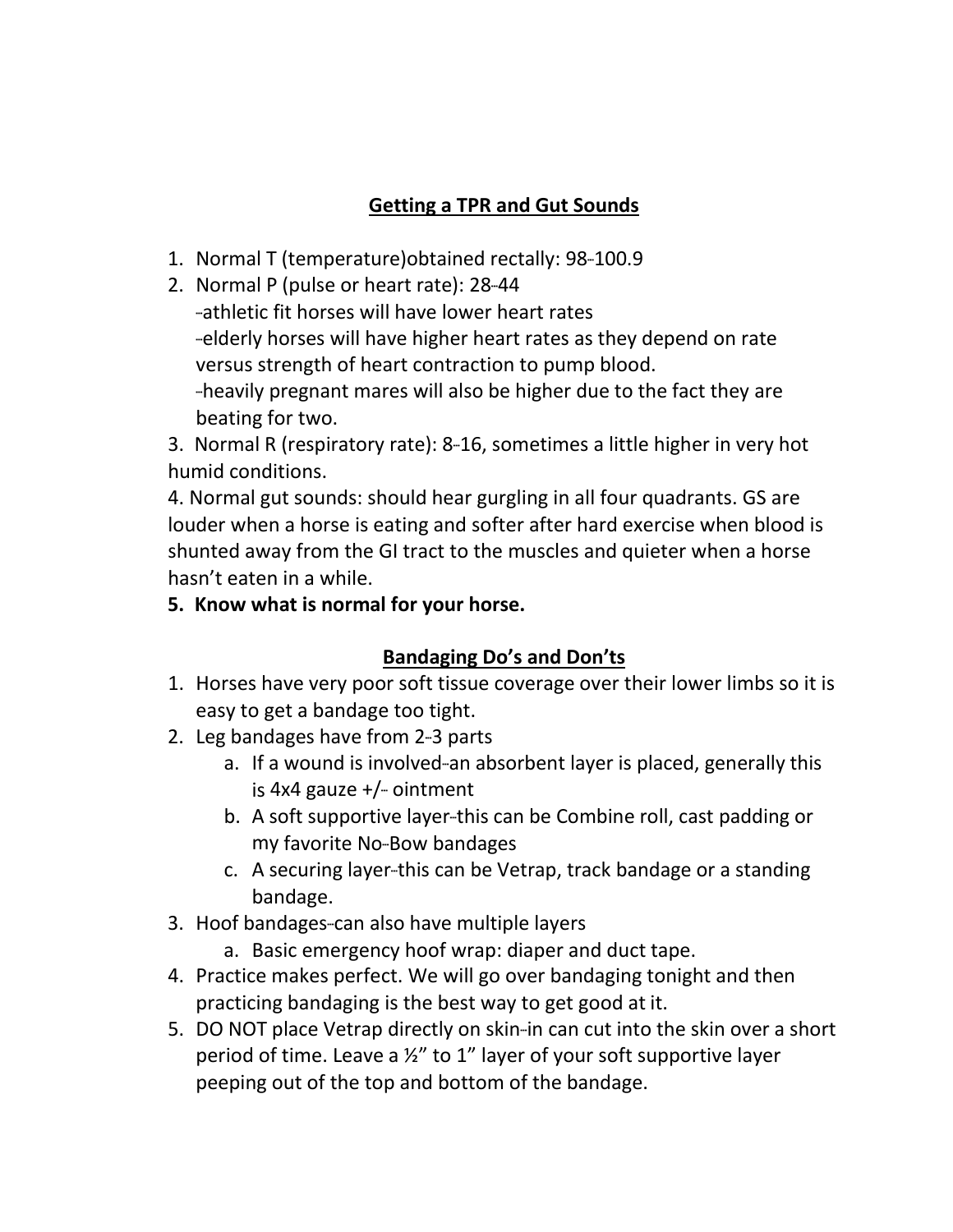## Getting a TPR and Gut Sounds

1. Normal T (temperature)obtained rectally: 98-100.9
2. Normal P (pulse or heart rate): 28-44
   -athletic fit horses will have lower heart rates
   -elderly horses will have higher heart rates as they depend on rate versus strength of heart contraction to pump blood.
   -heavily pregnant mares will also be higher due to the fact they are beating for two.

3. Normal R (respiratory rate): 8-16, sometimes a little higher in very hot humid conditions.

4. Normal gut sounds: should hear gurgling in all four quadrants. GS are louder when a horse is eating and softer after hard exercise when blood is shunted away from the GI tract to the muscles and quieter when a horse hasn't eaten in a while.

**5. Know what is normal for your horse.**

## Bandaging Do's and Don'ts

1. Horses have very poor soft tissue coverage over their lower limbs so it is easy to get a bandage too tight.
2. Leg bandages have from 2-3 parts
   a. If a wound is involved-an absorbent layer is placed, generally this is 4x4 gauze +/- ointment
   b. A soft supportive layer-this can be Combine roll, cast padding or my favorite No-Bow bandages
   c. A securing layer-this can be Vetrap, track bandage or a standing bandage.
3. Hoof bandages-can also have multiple layers
   a. Basic emergency hoof wrap: diaper and duct tape.
4. Practice makes perfect. We will go over bandaging tonight and then practicing bandaging is the best way to get good at it.
5. DO NOT place Vetrap directly on skin-in can cut into the skin over a short period of time. Leave a ½" to 1" layer of your soft supportive layer peeping out of the top and bottom of the bandage.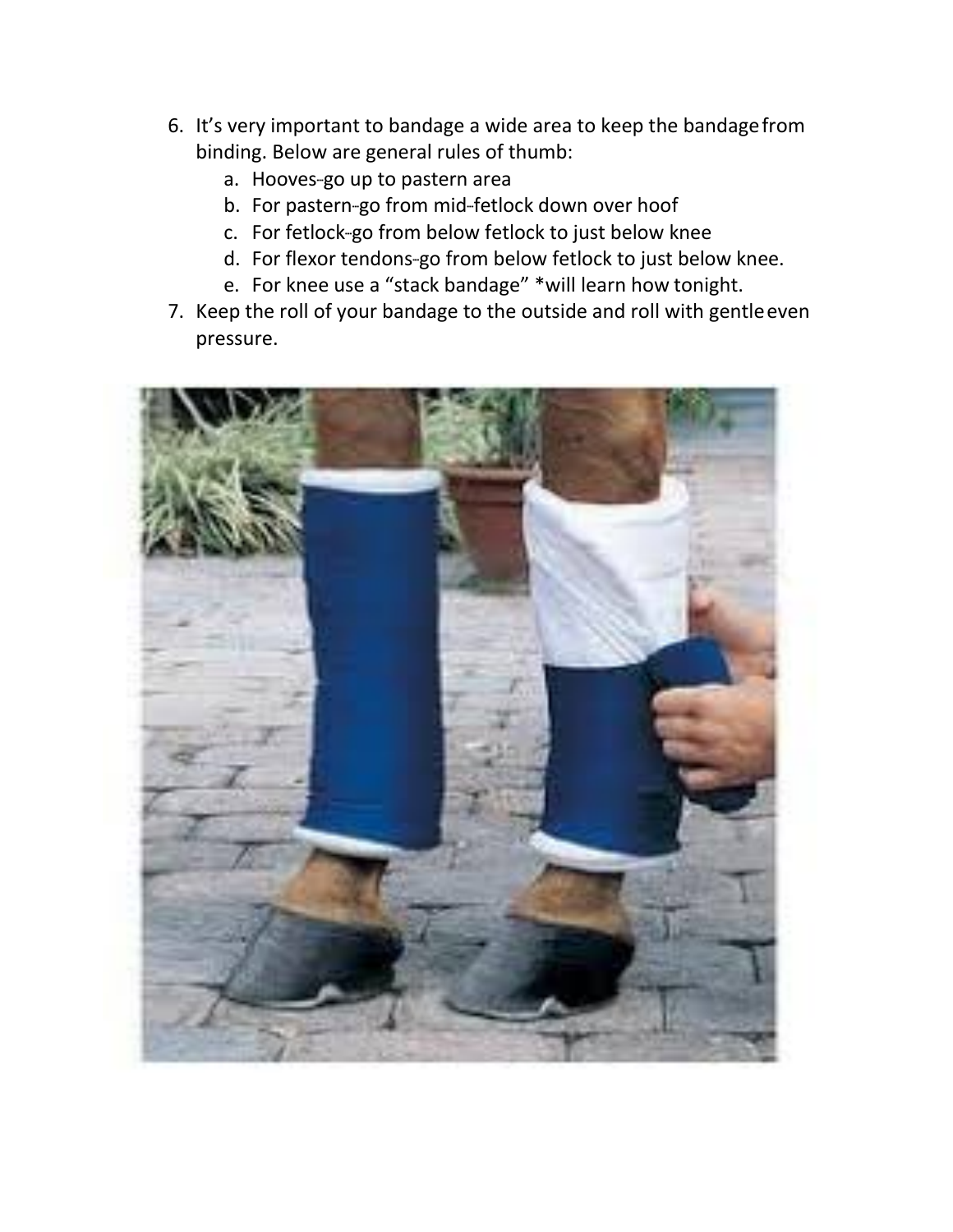6. It's very important to bandage a wide area to keep the bandage from binding. Below are general rules of thumb:
    a. Hooves-go up to pastern area
    b. For pastern-go from mid-fetlock down over hoof
    c. For fetlock-go from below fetlock to just below knee
    d. For flexor tendons-go from below fetlock to just below knee.
    e. For knee use a "stack bandage" *will learn how tonight.
7. Keep the roll of your bandage to the outside and roll with gentle even pressure.